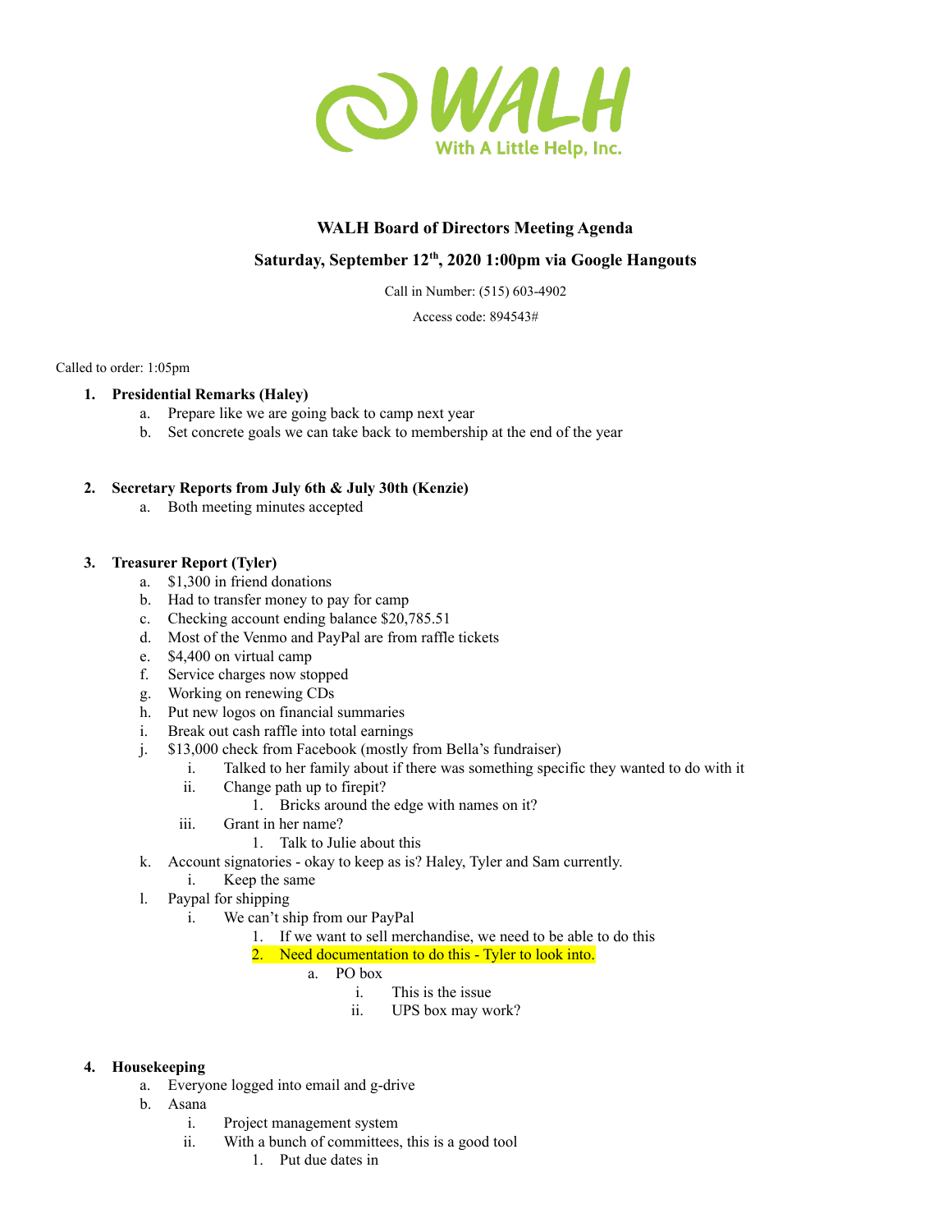WALH

With A Little Help, Inc.

# WALH Board of Directors Meeting Agenda

## Saturday, September 12th, 2020 1:00pm via Google Hangouts

Call in Number: (515) 603-4902

Access code: 894543#

Called to order: 1:05pm

1. **Presidential Remarks (Haley)**
    a. Prepare like we are going back to camp next year
    b. Set concrete goals we can take back to membership at the end of the year

2. **Secretary Reports from July 6th & July 30th (Kenzie)**
    a. Both meeting minutes accepted

3. **Treasurer Report (Tyler)**
    a. $1,300 in friend donations
    b. Had to transfer money to pay for camp
    c. Checking account ending balance $20,785.51
    d. Most of the Venmo and PayPal are from raffle tickets
    e. $4,400 on virtual camp
    f. Service charges now stopped
    g. Working on renewing CDs
    h. Put new logos on financial summaries
    i. Break out cash raffle into total earnings
    j. $13,000 check from Facebook (mostly from Bella's fundraiser)
        i. Talked to her family about if there was something specific they wanted to do with it
        ii. Change path up to firepit?
            1. Bricks around the edge with names on it?
        iii. Grant in her name?
            1. Talk to Julie about this
    k. Account signatories - okay to keep as is? Haley, Tyler and Sam currently.
        i. Keep the same
    l. Paypal for shipping
        i. We can't ship from our PayPal
            1. If we want to sell merchandise, we need to be able to do this
            2. Need documentation to do this - Tyler to look into.
                a. PO box
                    i. This is the issue
                    ii. UPS box may work?

4. **Housekeeping**
    a. Everyone logged into email and g-drive
    b. Asana
        i. Project management system
        ii. With a bunch of committees, this is a good tool
            1. Put due dates in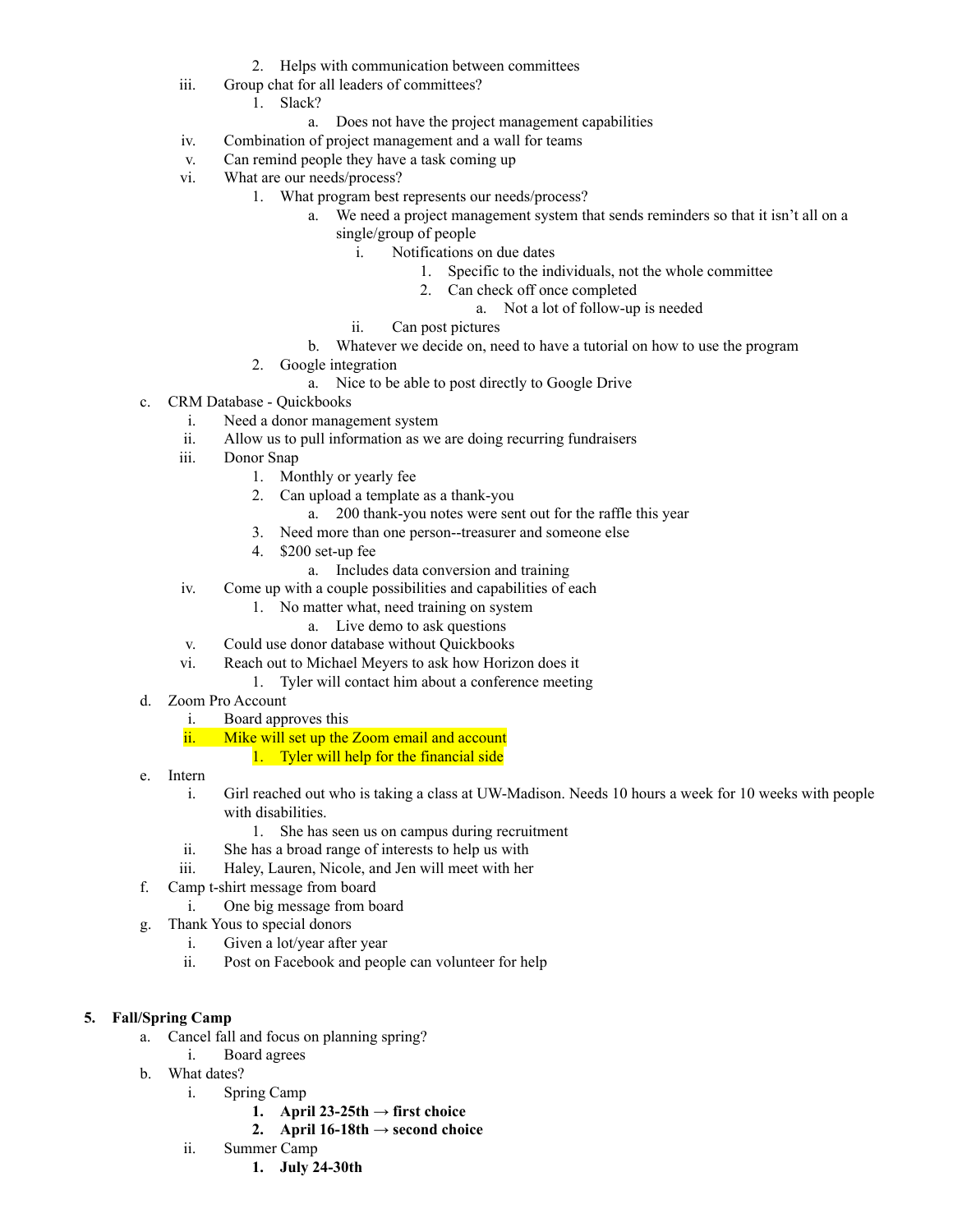2. Helps with communication between committees
    iii. Group chat for all leaders of committees?
        1. Slack?
            a. Does not have the project management capabilities
    iv. Combination of project management and a wall for teams
    v. Can remind people they have a task coming up
    vi. What are our needs/process?
        1. What program best represents our needs/process?
            a. We need a project management system that sends reminders so that it isn't all on a single/group of people
                i. Notifications on due dates
                    1. Specific to the individuals, not the whole committee
                    2. Can check off once completed
                        a. Not a lot of follow-up is needed
                ii. Can post pictures
            b. Whatever we decide on, need to have a tutorial on how to use the program
        2. Google integration
            a. Nice to be able to post directly to Google Drive

c. CRM Database - Quickbooks
    i. Need a donor management system
    ii. Allow us to pull information as we are doing recurring fundraisers
    iii. Donor Snap
        1. Monthly or yearly fee
        2. Can upload a template as a thank-you
            a. 200 thank-you notes were sent out for the raffle this year
        3. Need more than one person--treasurer and someone else
        4. $200 set-up fee
            a. Includes data conversion and training
    iv. Come up with a couple possibilities and capabilities of each
        1. No matter what, need training on system
            a. Live demo to ask questions
    v. Could use donor database without Quickbooks
    vi. Reach out to Michael Meyers to ask how Horizon does it
        1. Tyler will contact him about a conference meeting

d. Zoom Pro Account
    i. Board approves this
    ii. Mike will set up the Zoom email and account
        1. Tyler will help for the financial side

e. Intern
    i. Girl reached out who is taking a class at UW-Madison. Needs 10 hours a week for 10 weeks with people with disabilities.
        1. She has seen us on campus during recruitment
    ii. She has a broad range of interests to help us with
    iii. Haley, Lauren, Nicole, and Jen will meet with her

f. Camp t-shirt message from board
    i. One big message from board

g. Thank Yous to special donors
    i. Given a lot/year after year
    ii. Post on Facebook and people can volunteer for help

**5. Fall/Spring Camp**

a. Cancel fall and focus on planning spring?
    i. Board agrees

b. What dates?
    i. Spring Camp
        1. **April 23-25th → first choice**
        2. **April 16-18th → second choice**
    ii. Summer Camp
        1. **July 24-30th**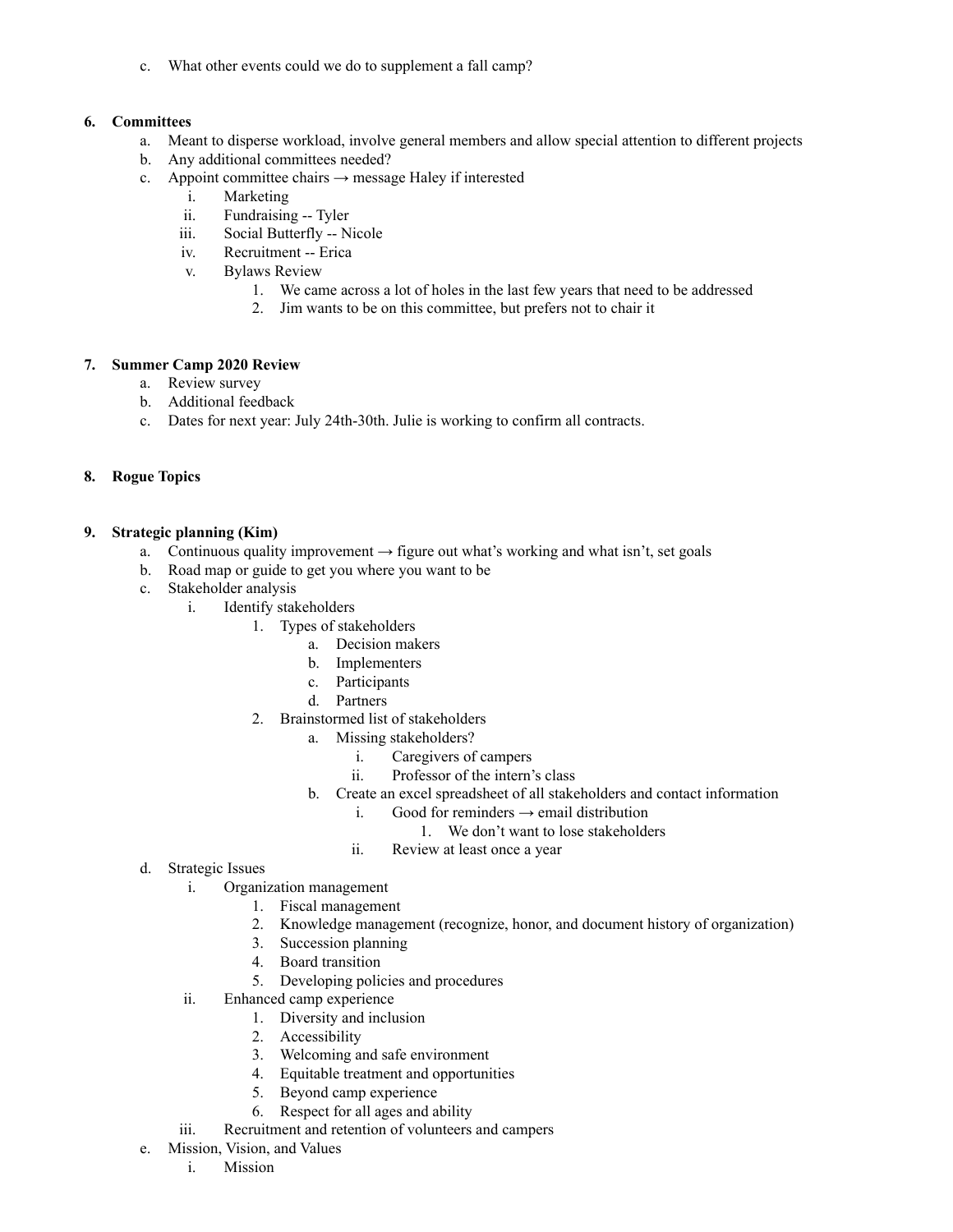c. What other events could we do to supplement a fall camp?

6. **Committees**
    a. Meant to disperse workload, involve general members and allow special attention to different projects
    b. Any additional committees needed?
    c. Appoint committee chairs → message Haley if interested
        i. Marketing
        ii. Fundraising -- Tyler
        iii. Social Butterfly -- Nicole
        iv. Recruitment -- Erica
        v. Bylaws Review
            1. We came across a lot of holes in the last few years that need to be addressed
            2. Jim wants to be on this committee, but prefers not to chair it

7. **Summer Camp 2020 Review**
    a. Review survey
    b. Additional feedback
    c. Dates for next year: July 24th-30th. Julie is working to confirm all contracts.

8. **Rogue Topics**

9. **Strategic planning (Kim)**
    a. Continuous quality improvement → figure out what's working and what isn't, set goals
    b. Road map or guide to get you where you want to be
    c. Stakeholder analysis
        i. Identify stakeholders
            1. Types of stakeholders
                a. Decision makers
                b. Implementers
                c. Participants
                d. Partners
            2. Brainstormed list of stakeholders
                a. Missing stakeholders?
                    i. Caregivers of campers
                    ii. Professor of the intern's class
                b. Create an excel spreadsheet of all stakeholders and contact information
                    i. Good for reminders → email distribution
                        1. We don't want to lose stakeholders
                    ii. Review at least once a year
    d. Strategic Issues
        i. Organization management
            1. Fiscal management
            2. Knowledge management (recognize, honor, and document history of organization)
            3. Succession planning
            4. Board transition
            5. Developing policies and procedures
        ii. Enhanced camp experience
            1. Diversity and inclusion
            2. Accessibility
            3. Welcoming and safe environment
            4. Equitable treatment and opportunities
            5. Beyond camp experience
            6. Respect for all ages and ability
        iii. Recruitment and retention of volunteers and campers
    e. Mission, Vision, and Values
        i. Mission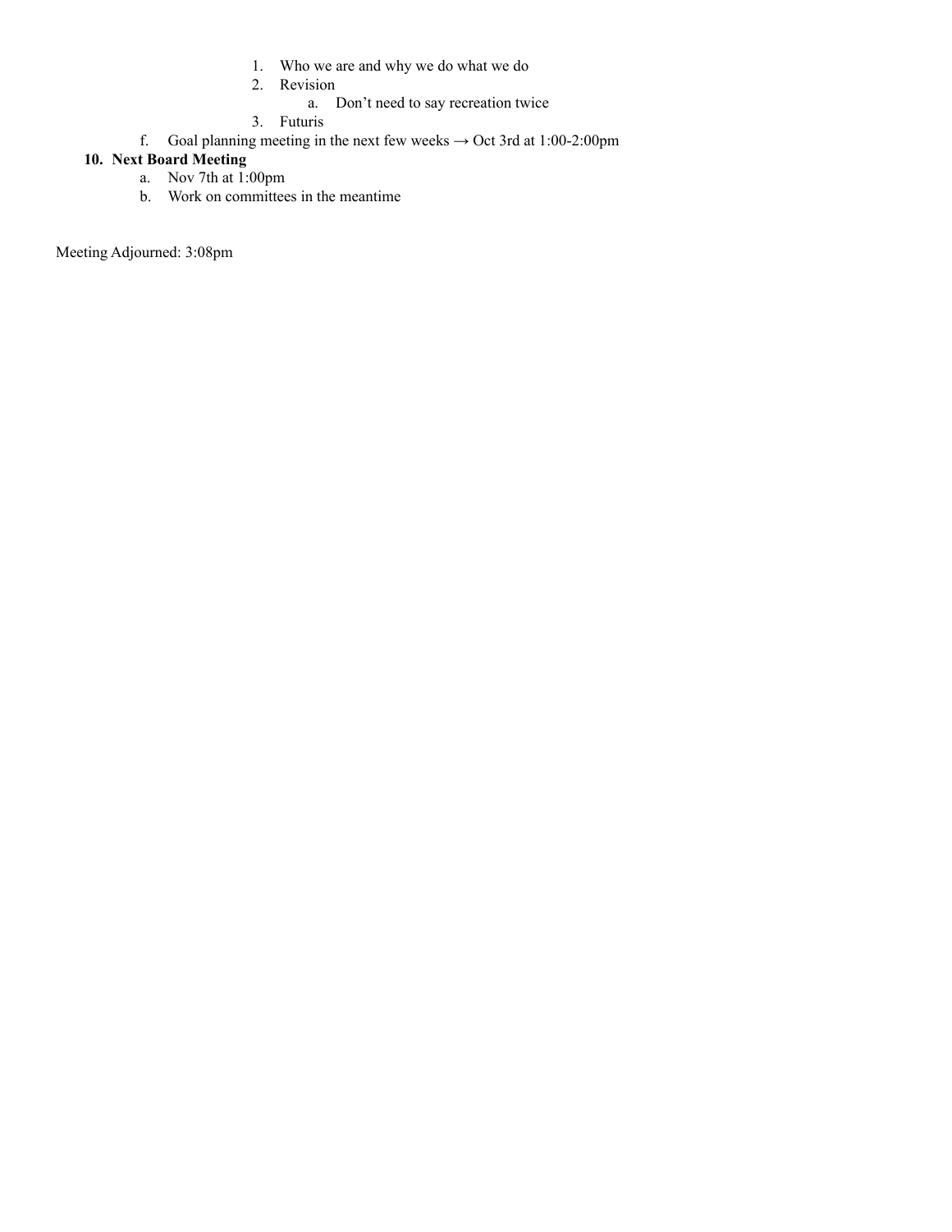1. Who we are and why we do what we do
2. Revision
    a. Don't need to say recreation twice
3. Futuris

f. Goal planning meeting in the next few weeks → Oct 3rd at 1:00-2:00pm

**10. Next Board Meeting**

a. Nov 7th at 1:00pm

b. Work on committees in the meantime

Meeting Adjourned: 3:08pm